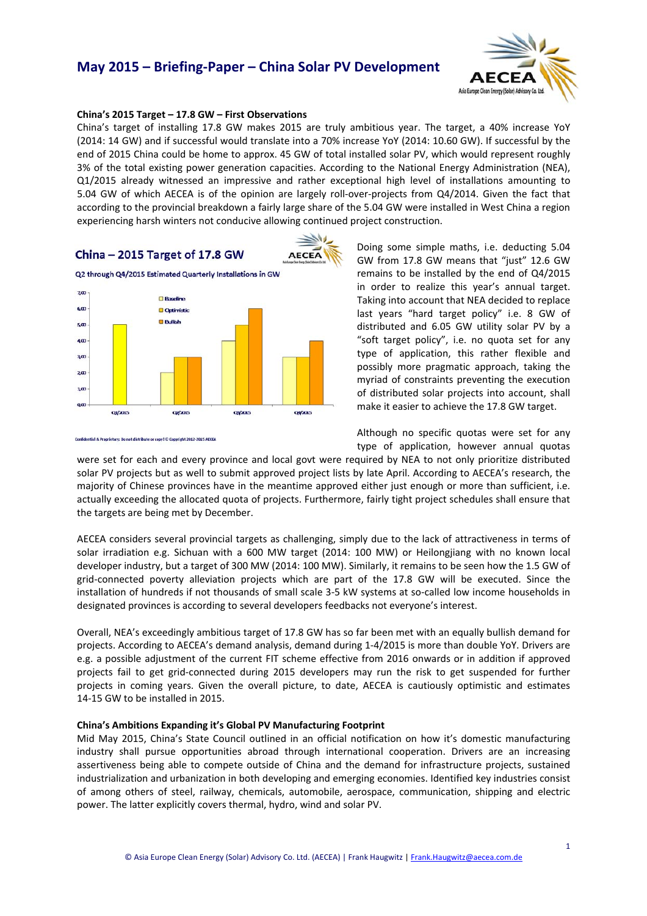# May 2015 – Briefing-Paper – China Solar PV Development

AECEA
Asia Europe Clean Energy (Solar) Advisory Co. Ltd.

## China's 2015 Target – 17.8 GW – First Observations

China's target of installing 17.8 GW makes 2015 are truly ambitious year. The target, a 40% increase YoY (2014: 14 GW) and if successful would translate into a 70% increase YoY (2014: 10.60 GW). If successful by the end of 2015 China could be home to approx. 45 GW of total installed solar PV, which would represent roughly 3% of the total existing power generation capacities. According to the National Energy Administration (NEA), Q1/2015 already witnessed an impressive and rather exceptional high level of installations amounting to 5.04 GW of which AECEA is of the opinion are largely roll-over-projects from Q4/2014. Given the fact that according to the provincial breakdown a fairly large share of the 5.04 GW were installed in West China a region experiencing harsh winters not conducive allowing continued project construction.

China – 2015 Target of 17.8 GW

Q2 through Q4/2015 Estimated Quarterly Installations in GW

Baseline
Optimistic
Bullish

7,00
6,00
5,00
4,00
3,00
2,00
1,00
0,00

Q1/2015
Q2/2015
Q3/2015
Q4/2015

Confidential & Proprietary: Do not distribute or copy! © Copyright 2012-2015 AECEA

Doing some simple maths, i.e. deducting 5.04 GW from 17.8 GW means that "just" 12.6 GW remains to be installed by the end of Q4/2015 in order to realize this year's annual target. Taking into account that NEA decided to replace last years "hard target policy" i.e. 8 GW of distributed and 6.05 GW utility solar PV by a "soft target policy", i.e. no quota set for any type of application, this rather flexible and possibly more pragmatic approach, taking the myriad of constraints preventing the execution of distributed solar projects into account, shall make it easier to achieve the 17.8 GW target.

Although no specific quotas were set for any type of application, however annual quotas were set for each and every province and local govt were required by NEA to not only prioritize distributed solar PV projects but as well to submit approved project lists by late April. According to AECEA's research, the majority of Chinese provinces have in the meantime approved either just enough or more than sufficient, i.e. actually exceeding the allocated quota of projects. Furthermore, fairly tight project schedules shall ensure that the targets are being met by December.

AECEA considers several provincial targets as challenging, simply due to the lack of attractiveness in terms of solar irradiation e.g. Sichuan with a 600 MW target (2014: 100 MW) or Heilongjiang with no known local developer industry, but a target of 300 MW (2014: 100 MW). Similarly, it remains to be seen how the 1.5 GW of grid-connected poverty alleviation projects which are part of the 17.8 GW will be executed. Since the installation of hundreds if not thousands of small scale 3-5 kW systems at so-called low income households in designated provinces is according to several developers feedbacks not everyone's interest.

Overall, NEA's exceedingly ambitious target of 17.8 GW has so far been met with an equally bullish demand for projects. According to AECEA's demand analysis, demand during 1-4/2015 is more than double YoY. Drivers are e.g. a possible adjustment of the current FIT scheme effective from 2016 onwards or in addition if approved projects fail to get grid-connected during 2015 developers may run the risk to get suspended for further projects in coming years. Given the overall picture, to date, AECEA is cautiously optimistic and estimates 14-15 GW to be installed in 2015.

## China's Ambitions Expanding it's Global PV Manufacturing Footprint

Mid May 2015, China's State Council outlined in an official notification on how it's domestic manufacturing industry shall pursue opportunities abroad through international cooperation. Drivers are an increasing assertiveness being able to compete outside of China and the demand for infrastructure projects, sustained industrialization and urbanization in both developing and emerging economies. Identified key industries consist of among others of steel, railway, chemicals, automobile, aerospace, communication, shipping and electric power. The latter explicitly covers thermal, hydro, wind and solar PV.

© Asia Europe Clean Energy (Solar) Advisory Co. Ltd. (AECEA) | Frank Haugwitz | Frank.Haugwitz@aecea.com.de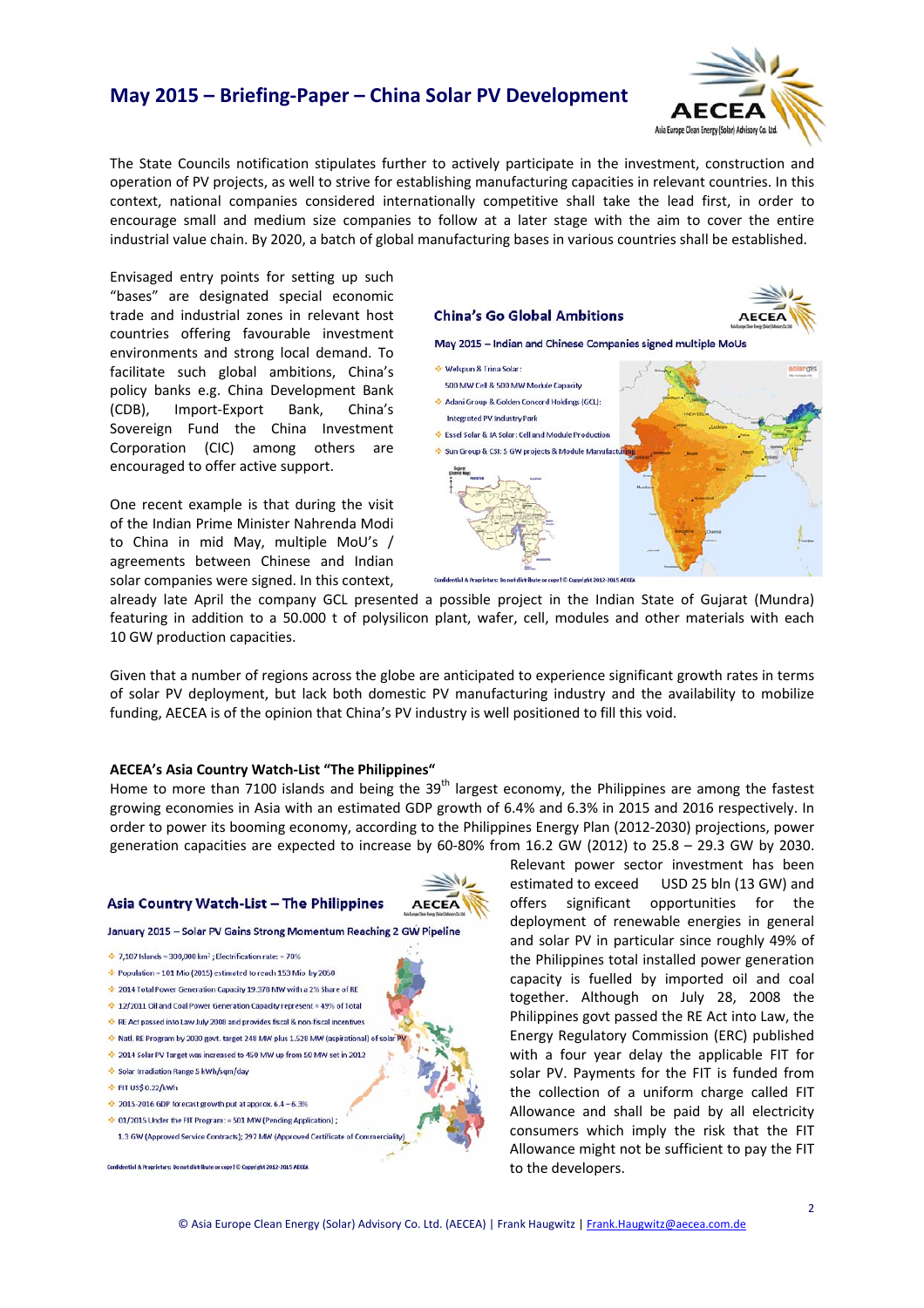The State Councils notification stipulates further to actively participate in the investment, construction and operation of PV projects, as well to strive for establishing manufacturing capacities in relevant countries. In this context, national companies considered internationally competitive shall take the lead first, in order to encourage small and medium size companies to follow at a later stage with the aim to cover the entire industrial value chain. By 2020, a batch of global manufacturing bases in various countries shall be established.

Envisaged entry points for setting up such "bases" are designated special economic trade and industrial zones in relevant host countries offering favourable investment environments and strong local demand. To facilitate such global ambitions, China's policy banks e.g. China Development Bank (CDB), Import-Export Bank, China's Sovereign Fund the China Investment Corporation (CIC) among others are encouraged to offer active support.

China's Go Global Ambitions

May 2015 – Indian and Chinese Companies signed multiple MoUs

- Welspun & Trina Solar: 500 MW Cell & 500 MW Module Capacity
- Adani Group & Golden Concord Holdings (GCL): Integrated PV Industry Park
- Essel Solar & JA Solar: Cell and Module Production
- Sun Group & CSI: 5 GW projects & Module Manufacturing

Confidential & Proprietary: Do not distribute or copy! © Copyright 2012-2015 AECEA

One recent example is that during the visit of the Indian Prime Minister Nahrenda Modi to China in mid May, multiple MoU's / agreements between Chinese and Indian solar companies were signed. In this context, already late April the company GCL presented a possible project in the Indian State of Gujarat (Mundra) featuring in addition to a 50.000 t of polysilicon plant, wafer, cell, modules and other materials with each 10 GW production capacities.

Given that a number of regions across the globe are anticipated to experience significant growth rates in terms of solar PV deployment, but lack both domestic PV manufacturing industry and the availability to mobilize funding, AECEA is of the opinion that China's PV industry is well positioned to fill this void.

**AECEA's Asia Country Watch-List "The Philippines"**

Home to more than 7100 islands and being the 39th largest economy, the Philippines are among the fastest growing economies in Asia with an estimated GDP growth of 6.4% and 6.3% in 2015 and 2016 respectively. In order to power its booming economy, according to the Philippines Energy Plan (2012-2030) projections, power generation capacities are expected to increase by 60-80% from 16.2 GW (2012) to 25.8 – 29.3 GW by 2030. Relevant power sector investment has been estimated to exceed USD 25 bln (13 GW) and offers significant opportunities for the deployment of renewable energies in general and solar PV in particular since roughly 49% of the Philippines total installed power generation capacity is fuelled by imported oil and coal together. Although on July 28, 2008 the Philippines govt passed the RE Act into Law, the Energy Regulatory Commission (ERC) published with a four year delay the applicable FIT for solar PV. Payments for the FIT is funded from the collection of a uniform charge called FIT Allowance and shall be paid by all electricity consumers which imply the risk that the FIT Allowance might not be sufficient to pay the FIT to the developers.

Asia Country Watch-List – The Philippines

January 2015 – Solar PV Gains Strong Momentum Reaching 2 GW Pipeline

- 7,107 Islands ~ 300,000 km²; Electrification rate: ~ 70%
- Population ~ 101 Mio (2015) estimated to reach 153 Mio by 2050
- 2014 Total Power Generation Capacity 19.378 MW with a 2% Share of RE
- 12/2011 Oil and Coal Power Generation Capacity represent ~ 49% of Total
- RE Act passed into Law July 2008 and provides fiscal & non-fiscal incentives
- Natl. RE Program by 2030 govt. target 248 MW plus 1.528 MW (aspirational) of solar PV
- 2014 Solar PV Target was increased to 450 MW up from 50 MW set in 2012
- Solar Irradiation Range 5 kWh/sqm/day
- FIT US$ 0.22/kWh
- 2015-2016 GDP forecast growth put at approx. 6.4 – 6.3%
- 01/2015 Under the FIT Program: ~ 501 MW (Pending Application); 1.3 GW (Approved Service Contracts); 297 MW (Approved Certificate of Commerciality)

Confidential & Proprietary: Do not distribute or copy! © Copyright 2012-2015 AECEA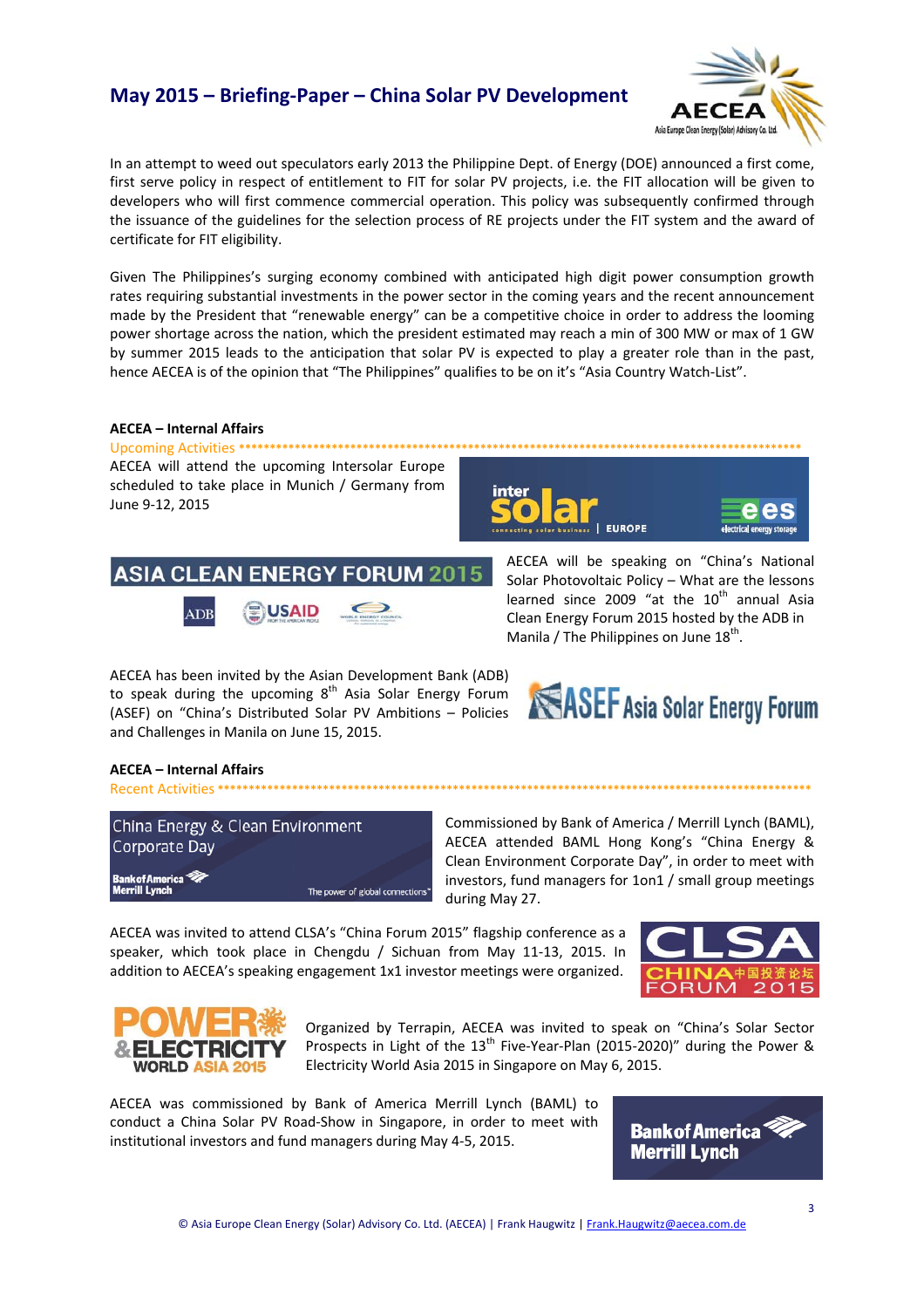In an attempt to weed out speculators early 2013 the Philippine Dept. of Energy (DOE) announced a first come, first serve policy in respect of entitlement to FIT for solar PV projects, i.e. the FIT allocation will be given to developers who will first commence commercial operation. This policy was subsequently confirmed through the issuance of the guidelines for the selection process of RE projects under the FIT system and the award of certificate for FIT eligibility.

Given The Philippines's surging economy combined with anticipated high digit power consumption growth rates requiring substantial investments in the power sector in the coming years and the recent announcement made by the President that "renewable energy" can be a competitive choice in order to address the looming power shortage across the nation, which the president estimated may reach a min of 300 MW or max of 1 GW by summer 2015 leads to the anticipation that solar PV is expected to play a greater role than in the past, hence AECEA is of the opinion that "The Philippines" qualifies to be on it's "Asia Country Watch-List".

**AECEA – Internal Affairs**

Upcoming Activities **************************************************************************************************

AECEA will attend the upcoming Intersolar Europe scheduled to take place in Munich / Germany from June 9-12, 2015

AECEA will be speaking on "China's National Solar Photovoltaic Policy – What are the lessons learned since 2009 "at the 10th annual Asia Clean Energy Forum 2015 hosted by the ADB in Manila / The Philippines on June 18th.

AECEA has been invited by the Asian Development Bank (ADB) to speak during the upcoming 8th Asia Solar Energy Forum (ASEF) on "China's Distributed Solar PV Ambitions – Policies and Challenges in Manila on June 15, 2015.

**AECEA – Internal Affairs**

Recent Activities **************************************************************************************************

Commissioned by Bank of America / Merrill Lynch (BAML), AECEA attended BAML Hong Kong's "China Energy & Clean Environment Corporate Day", in order to meet with investors, fund managers for 1on1 / small group meetings during May 27.

AECEA was invited to attend CLSA's "China Forum 2015" flagship conference as a speaker, which took place in Chengdu / Sichuan from May 11-13, 2015. In addition to AECEA's speaking engagement 1x1 investor meetings were organized.

Organized by Terrapin, AECEA was invited to speak on "China's Solar Sector Prospects in Light of the 13th Five-Year-Plan (2015-2020)" during the Power & Electricity World Asia 2015 in Singapore on May 6, 2015.

AECEA was commissioned by Bank of America Merrill Lynch (BAML) to conduct a China Solar PV Road-Show in Singapore, in order to meet with institutional investors and fund managers during May 4-5, 2015.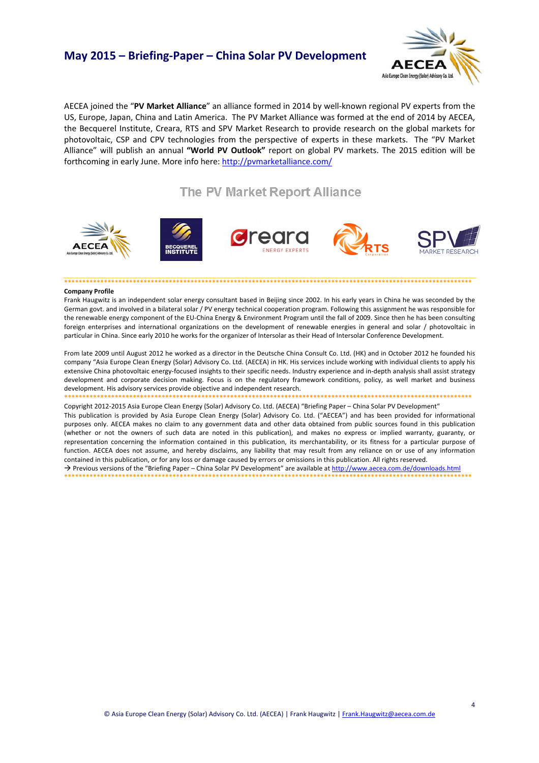AECEA joined the "**PV Market Alliance**" an alliance formed in 2014 by well-known regional PV experts from the US, Europe, Japan, China and Latin America. The PV Market Alliance was formed at the end of 2014 by AECEA, the Becquerel Institute, Creara, RTS and SPV Market Research to provide research on the global markets for photovoltaic, CSP and CPV technologies from the perspective of experts in these markets. The "PV Market Alliance" will publish an annual **"World PV Outlook"** report on global PV markets. The 2015 edition will be forthcoming in early June. More info here: http://pvmarketalliance.com/

The PV Market Report Alliance

AECEA Asia Europe Clean Energy (Solar) Advisory Co. Ltd. | BECQUEREL INSTITUTE | Creara ENERGY EXPERTS | RTS Corporation | SPV MARKET RESEARCH

*****************************************************************************************************

**Company Profile**

Frank Haugwitz is an independent solar energy consultant based in Beijing since 2002. In his early years in China he was seconded by the German govt. and involved in a bilateral solar / PV energy technical cooperation program. Following this assignment he was responsible for the renewable energy component of the EU-China Energy & Environment Program until the fall of 2009. Since then he has been consulting foreign enterprises and international organizations on the development of renewable energies in general and solar / photovoltaic in particular in China. Since early 2010 he works for the organizer of Intersolar as their Head of Intersolar Conference Development.

From late 2009 until August 2012 he worked as a director in the Deutsche China Consult Co. Ltd. (HK) and in October 2012 he founded his company "Asia Europe Clean Energy (Solar) Advisory Co. Ltd. (AECEA) in HK. His services include working with individual clients to apply his extensive China photovoltaic energy-focused insights to their specific needs. Industry experience and in-depth analysis shall assist strategy development and corporate decision making. Focus is on the regulatory framework conditions, policy, as well market and business development. His advisory services provide objective and independent research.

*****************************************************************************************************

Copyright 2012-2015 Asia Europe Clean Energy (Solar) Advisory Co. Ltd. (AECEA) "Briefing Paper – China Solar PV Development"
This publication is provided by Asia Europe Clean Energy (Solar) Advisory Co. Ltd. ("AECEA") and has been provided for informational purposes only. AECEA makes no claim to any government data and other data obtained from public sources found in this publication (whether or not the owners of such data are noted in this publication), and makes no express or implied warranty, guaranty, or representation concerning the information contained in this publication, its merchantability, or its fitness for a particular purpose of function. AECEA does not assume, and hereby disclaims, any liability that may result from any reliance on or use of any information contained in this publication, or for any loss or damage caused by errors or omissions in this publication. All rights reserved.
→ Previous versions of the "Briefing Paper – China Solar PV Development" are available at http://www.aecea.com.de/downloads.html

*****************************************************************************************************